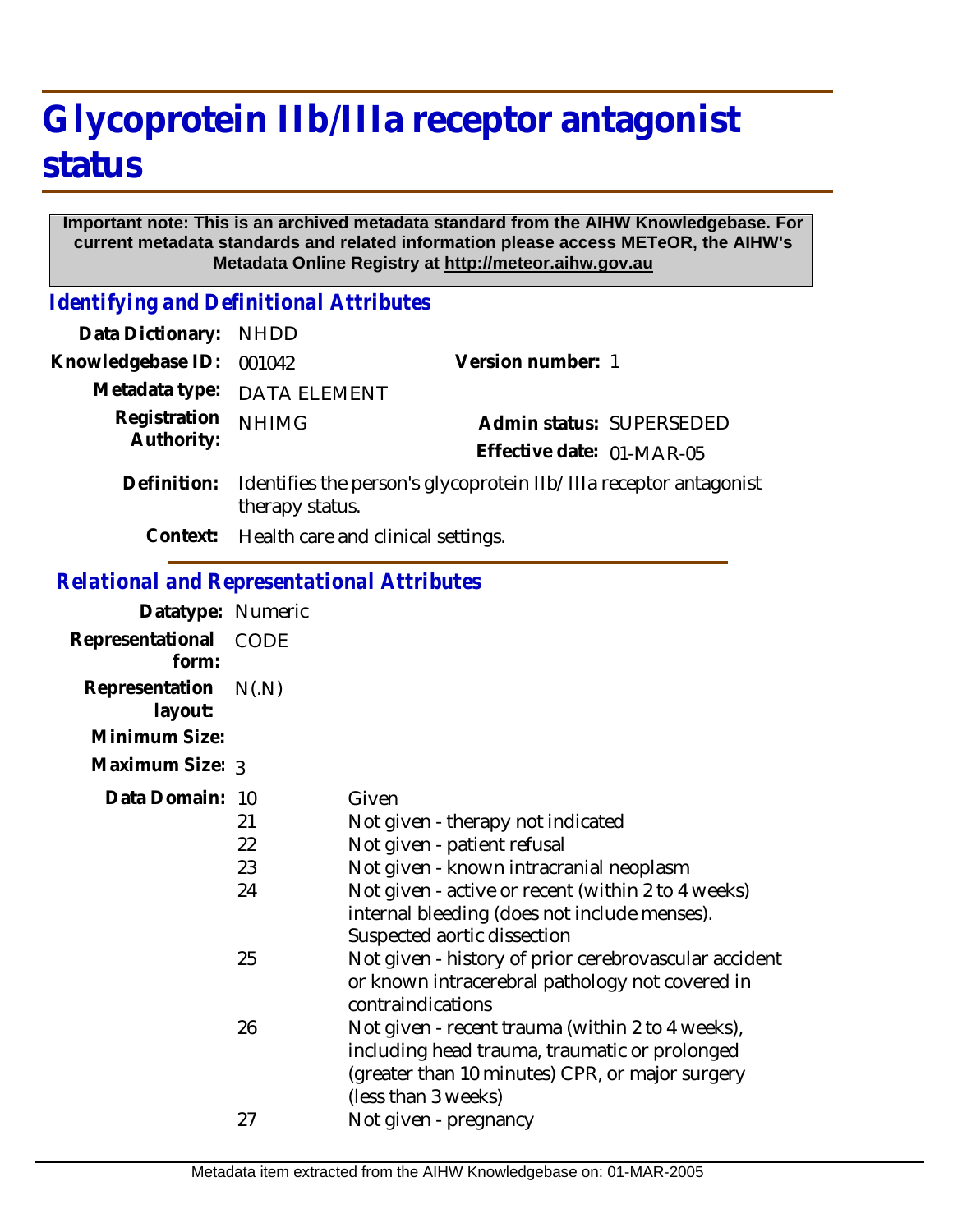# Glycoprotein IIb/IIIa receptor antagonist status

**Important note: This is an archived metadata standard from the AIHW Knowledgebase. For current metadata standards and related information please access METeOR, the AIHW's Metadata Online Registry at http://meteor.aihw.gov.au**

## *Identifying and Definitional Attributes*

**Data Dictionary:** NHDD

**Knowledgebase ID:** 001042

**Version number:** 1

**Metadata type:** DATA ELEMENT

**Registration Authority:** NHIMG

**Admin status:** SUPERSEDED

**Effective date:** 01-MAR-05

**Definition:** Identifies the person's glycoprotein IIb/ IIIa receptor antagonist therapy status.

**Context:** Health care and clinical settings.

## *Relational and Representational Attributes*

**Datatype:** Numeric

**Representational form:** CODE

**Representation layout:** N(.N)

**Minimum Size:**

**Maximum Size:** 3

**Data Domain:**

| Code | Description |
|---|---|
| 10 | Given |
| 21 | Not given - therapy not indicated |
| 22 | Not given - patient refusal |
| 23 | Not given - known intracranial neoplasm |
| 24 | Not given - active or recent (within 2 to 4 weeks) internal bleeding (does not include menses). Suspected aortic dissection |
| 25 | Not given - history of prior cerebrovascular accident or known intracerebral pathology not covered in contraindications |
| 26 | Not given - recent trauma (within 2 to 4 weeks), including head trauma, traumatic or prolonged (greater than 10 minutes) CPR, or major surgery (less than 3 weeks) |
| 27 | Not given - pregnancy |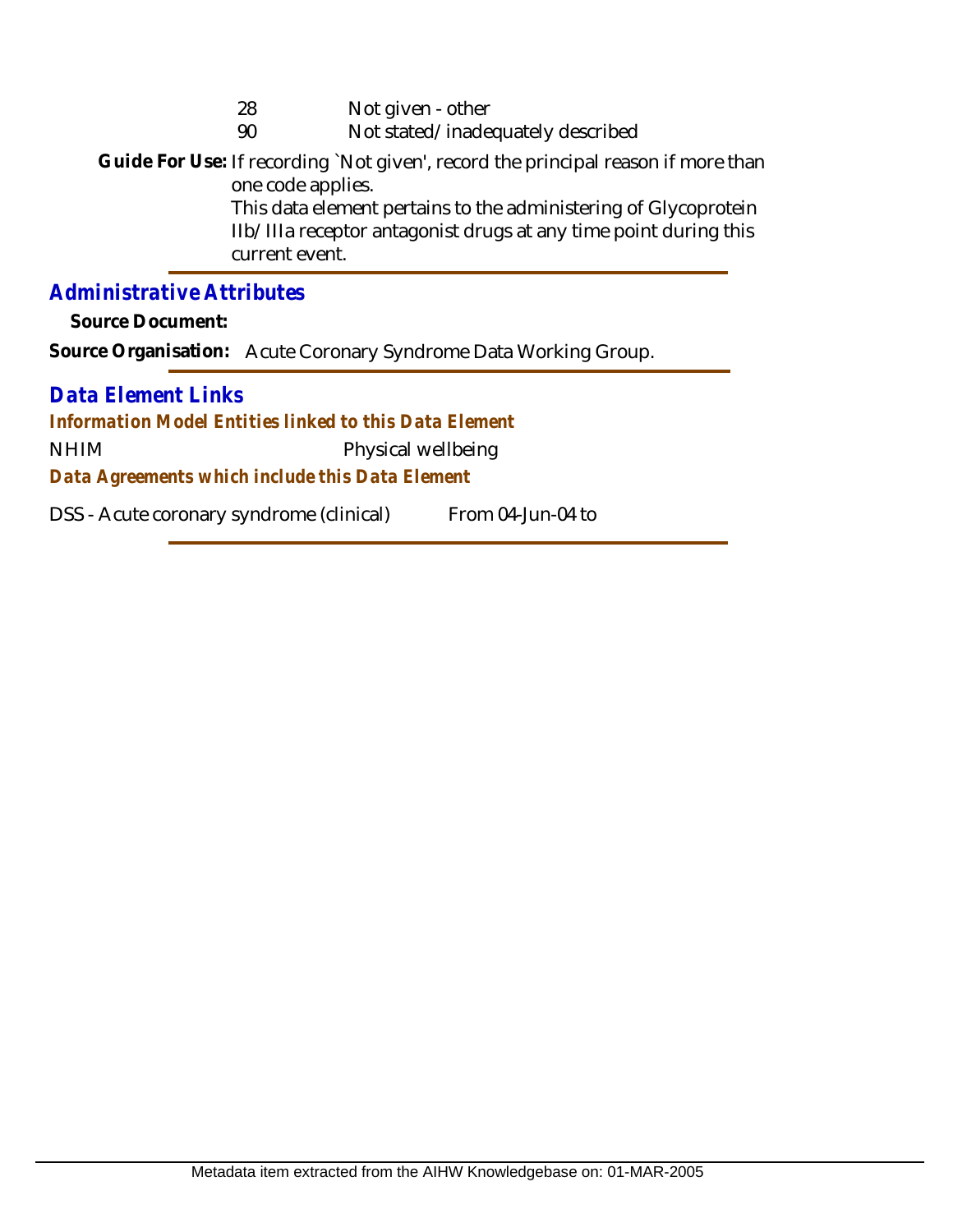| | |
|---|---|
| 28 | Not given - other |
| 90 | Not stated/inadequately described |

**Guide For Use:** If recording `Not given', record the principal reason if more than one code applies.
This data element pertains to the administering of Glycoprotein IIb/IIIa receptor antagonist drugs at any time point during this current event.

## Administrative Attributes

**Source Document:**

**Source Organisation:** Acute Coronary Syndrome Data Working Group.

## Data Element Links

### Information Model Entities linked to this Data Element

NHIM Physical wellbeing

### Data Agreements which include this Data Element

DSS - Acute coronary syndrome (clinical) From 04-Jun-04 to

Metadata item extracted from the AIHW Knowledgebase on: 01-MAR-2005